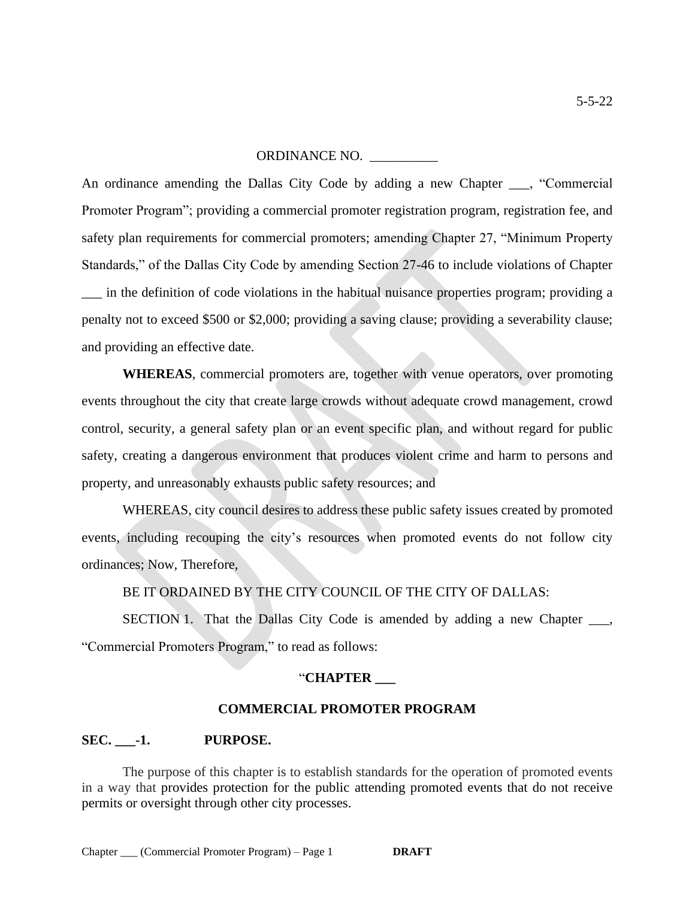5-5-22

ORDINANCE NO. __________

An ordinance amending the Dallas City Code by adding a new Chapter ___, "Commercial Promoter Program"; providing a commercial promoter registration program, registration fee, and safety plan requirements for commercial promoters; amending Chapter 27, "Minimum Property Standards," of the Dallas City Code by amending Section 27-46 to include violations of Chapter ___ in the definition of code violations in the habitual nuisance properties program; providing a penalty not to exceed $500 or $2,000; providing a saving clause; providing a severability clause; and providing an effective date.

**WHEREAS**, commercial promoters are, together with venue operators, over promoting events throughout the city that create large crowds without adequate crowd management, crowd control, security, a general safety plan or an event specific plan, and without regard for public safety, creating a dangerous environment that produces violent crime and harm to persons and property, and unreasonably exhausts public safety resources; and

WHEREAS, city council desires to address these public safety issues created by promoted events, including recouping the city's resources when promoted events do not follow city ordinances; Now, Therefore,

BE IT ORDAINED BY THE CITY COUNCIL OF THE CITY OF DALLAS:

SECTION 1. That the Dallas City Code is amended by adding a new Chapter ___, "Commercial Promoters Program," to read as follows:

"**CHAPTER ___**

**COMMERCIAL PROMOTER PROGRAM**

**SEC. ___-1. PURPOSE.**

The purpose of this chapter is to establish standards for the operation of promoted events in a way that provides protection for the public attending promoted events that do not receive permits or oversight through other city processes.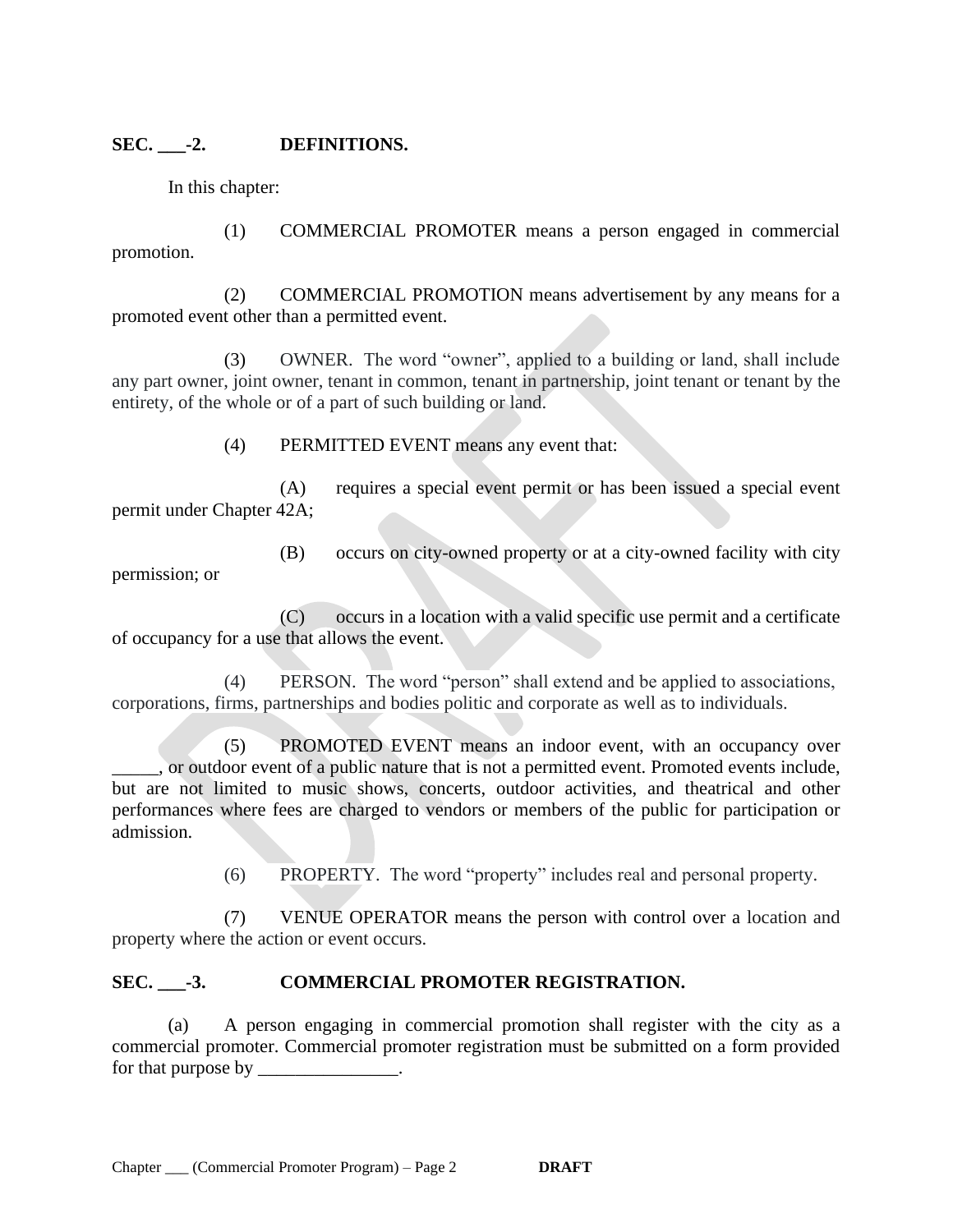**SEC. ___-2. DEFINITIONS.**

In this chapter:

(1) COMMERCIAL PROMOTER means a person engaged in commercial promotion.

(2) COMMERCIAL PROMOTION means advertisement by any means for a promoted event other than a permitted event.

(3) OWNER. The word "owner", applied to a building or land, shall include any part owner, joint owner, tenant in common, tenant in partnership, joint tenant or tenant by the entirety, of the whole or of a part of such building or land.

(4) PERMITTED EVENT means any event that:

(A) requires a special event permit or has been issued a special event permit under Chapter 42A;

(B) occurs on city-owned property or at a city-owned facility with city permission; or

(C) occurs in a location with a valid specific use permit and a certificate of occupancy for a use that allows the event.

(4) PERSON. The word "person" shall extend and be applied to associations, corporations, firms, partnerships and bodies politic and corporate as well as to individuals.

(5) PROMOTED EVENT means an indoor event, with an occupancy over _____, or outdoor event of a public nature that is not a permitted event. Promoted events include, but are not limited to music shows, concerts, outdoor activities, and theatrical and other performances where fees are charged to vendors or members of the public for participation or admission.

(6) PROPERTY. The word "property" includes real and personal property.

(7) VENUE OPERATOR means the person with control over a location and property where the action or event occurs.

**SEC. ___-3. COMMERCIAL PROMOTER REGISTRATION.**

(a) A person engaging in commercial promotion shall register with the city as a commercial promoter. Commercial promoter registration must be submitted on a form provided for that purpose by _______________.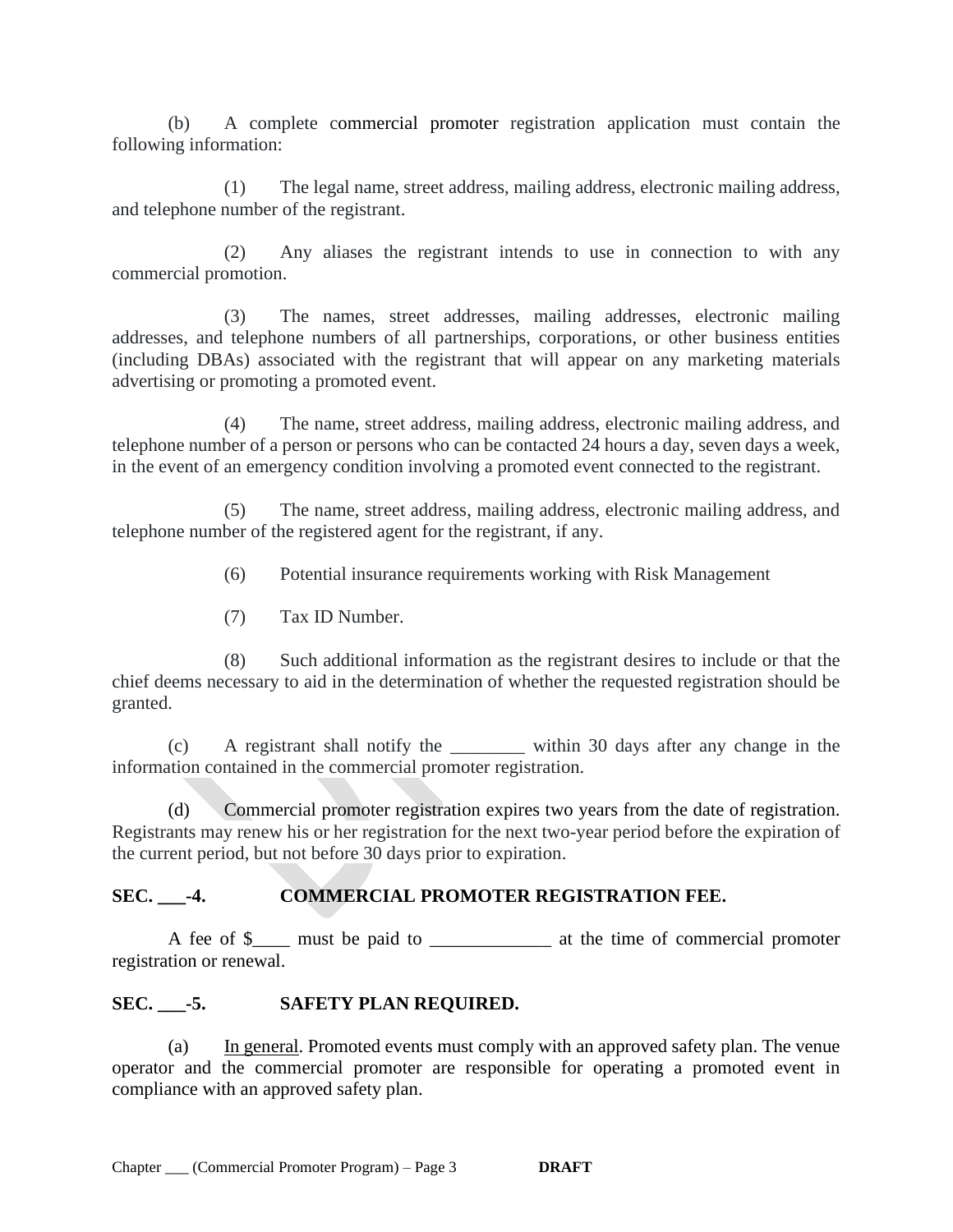(b) A complete commercial promoter registration application must contain the following information:

(1) The legal name, street address, mailing address, electronic mailing address, and telephone number of the registrant.

(2) Any aliases the registrant intends to use in connection to with any commercial promotion.

(3) The names, street addresses, mailing addresses, electronic mailing addresses, and telephone numbers of all partnerships, corporations, or other business entities (including DBAs) associated with the registrant that will appear on any marketing materials advertising or promoting a promoted event.

(4) The name, street address, mailing address, electronic mailing address, and telephone number of a person or persons who can be contacted 24 hours a day, seven days a week, in the event of an emergency condition involving a promoted event connected to the registrant.

(5) The name, street address, mailing address, electronic mailing address, and telephone number of the registered agent for the registrant, if any.

(6) Potential insurance requirements working with Risk Management

(7) Tax ID Number.

(8) Such additional information as the registrant desires to include or that the chief deems necessary to aid in the determination of whether the requested registration should be granted.

(c) A registrant shall notify the ________ within 30 days after any change in the information contained in the commercial promoter registration.

(d) Commercial promoter registration expires two years from the date of registration. Registrants may renew his or her registration for the next two-year period before the expiration of the current period, but not before 30 days prior to expiration.

**SEC. ___-4. COMMERCIAL PROMOTER REGISTRATION FEE.**

A fee of $____ must be paid to _____________ at the time of commercial promoter registration or renewal.

**SEC. ___-5. SAFETY PLAN REQUIRED.**

(a) In general. Promoted events must comply with an approved safety plan. The venue operator and the commercial promoter are responsible for operating a promoted event in compliance with an approved safety plan.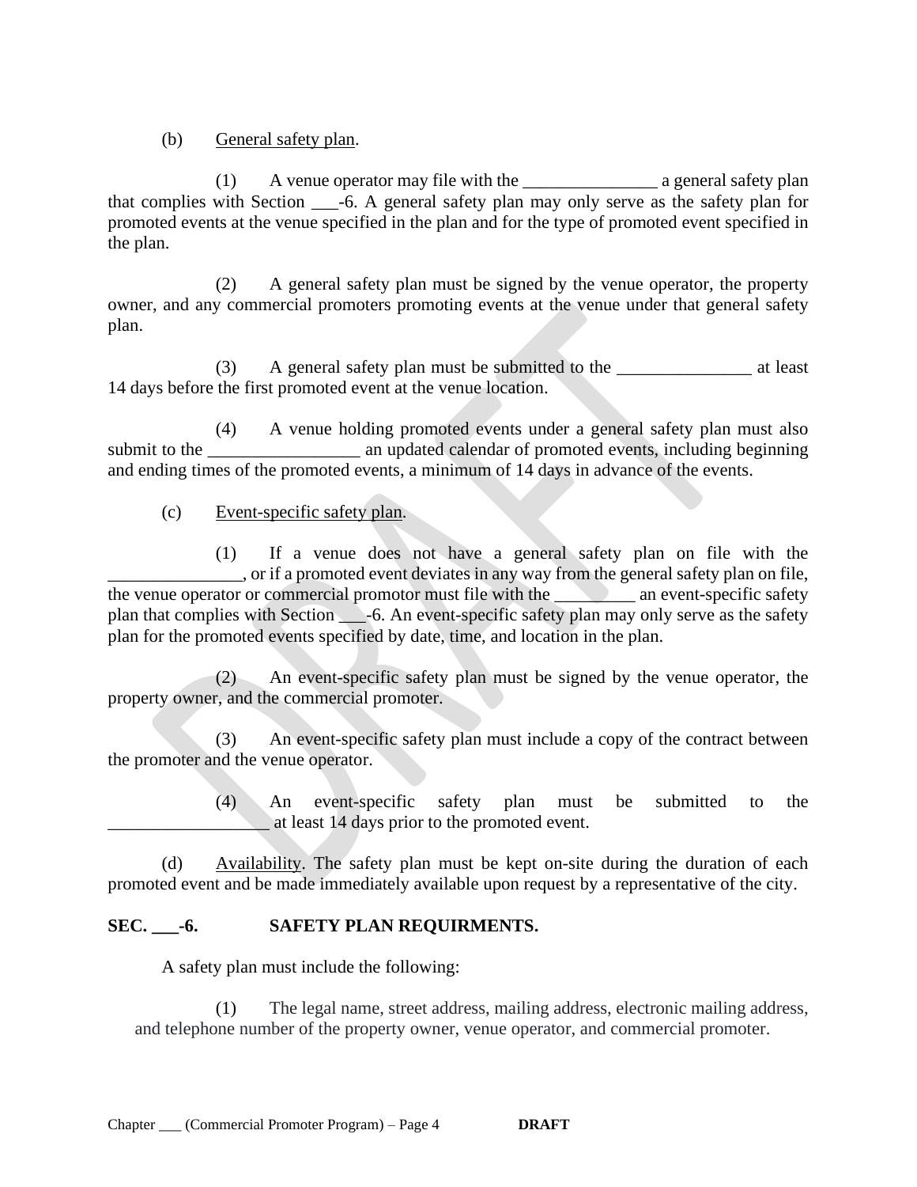(b) General safety plan.

(1) A venue operator may file with the _______________ a general safety plan that complies with Section ___-6. A general safety plan may only serve as the safety plan for promoted events at the venue specified in the plan and for the type of promoted event specified in the plan.

(2) A general safety plan must be signed by the venue operator, the property owner, and any commercial promoters promoting events at the venue under that general safety plan.

(3) A general safety plan must be submitted to the _______________ at least 14 days before the first promoted event at the venue location.

(4) A venue holding promoted events under a general safety plan must also submit to the _________________ an updated calendar of promoted events, including beginning and ending times of the promoted events, a minimum of 14 days in advance of the events.

(c) Event-specific safety plan.

(1) If a venue does not have a general safety plan on file with the _______________, or if a promoted event deviates in any way from the general safety plan on file, the venue operator or commercial promotor must file with the _________ an event-specific safety plan that complies with Section ___-6. An event-specific safety plan may only serve as the safety plan for the promoted events specified by date, time, and location in the plan.

(2) An event-specific safety plan must be signed by the venue operator, the property owner, and the commercial promoter.

(3) An event-specific safety plan must include a copy of the contract between the promoter and the venue operator.

(4) An event-specific safety plan must be submitted to the __________________ at least 14 days prior to the promoted event.

(d) Availability. The safety plan must be kept on-site during the duration of each promoted event and be made immediately available upon request by a representative of the city.

**SEC. ___-6. SAFETY PLAN REQUIRMENTS.**

A safety plan must include the following:

(1) The legal name, street address, mailing address, electronic mailing address, and telephone number of the property owner, venue operator, and commercial promoter.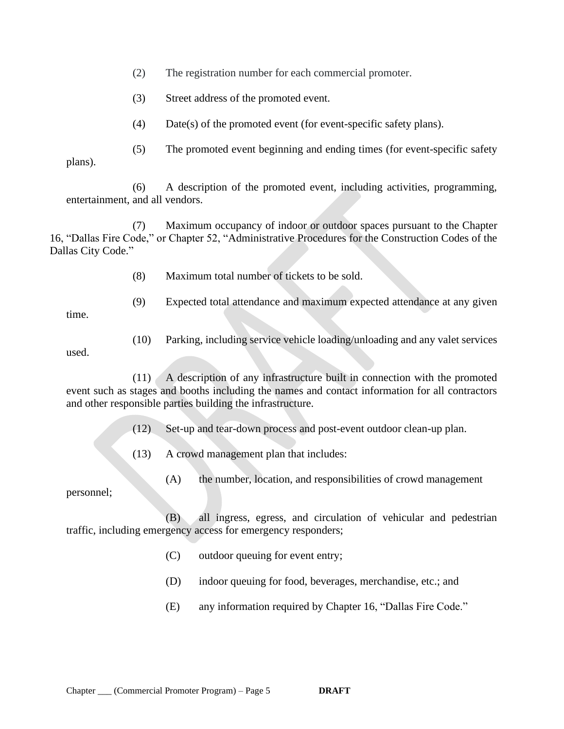(2) The registration number for each commercial promoter.

(3) Street address of the promoted event.

(4) Date(s) of the promoted event (for event-specific safety plans).

(5) The promoted event beginning and ending times (for event-specific safety plans).

(6) A description of the promoted event, including activities, programming, entertainment, and all vendors.

(7) Maximum occupancy of indoor or outdoor spaces pursuant to the Chapter 16, "Dallas Fire Code," or Chapter 52, "Administrative Procedures for the Construction Codes of the Dallas City Code."

(8) Maximum total number of tickets to be sold.

(9) Expected total attendance and maximum expected attendance at any given time.

(10) Parking, including service vehicle loading/unloading and any valet services used.

(11) A description of any infrastructure built in connection with the promoted event such as stages and booths including the names and contact information for all contractors and other responsible parties building the infrastructure.

(12) Set-up and tear-down process and post-event outdoor clean-up plan.

(13) A crowd management plan that includes:

(A) the number, location, and responsibilities of crowd management personnel;

(B) all ingress, egress, and circulation of vehicular and pedestrian traffic, including emergency access for emergency responders;

(C) outdoor queuing for event entry;

(D) indoor queuing for food, beverages, merchandise, etc.; and

(E) any information required by Chapter 16, "Dallas Fire Code."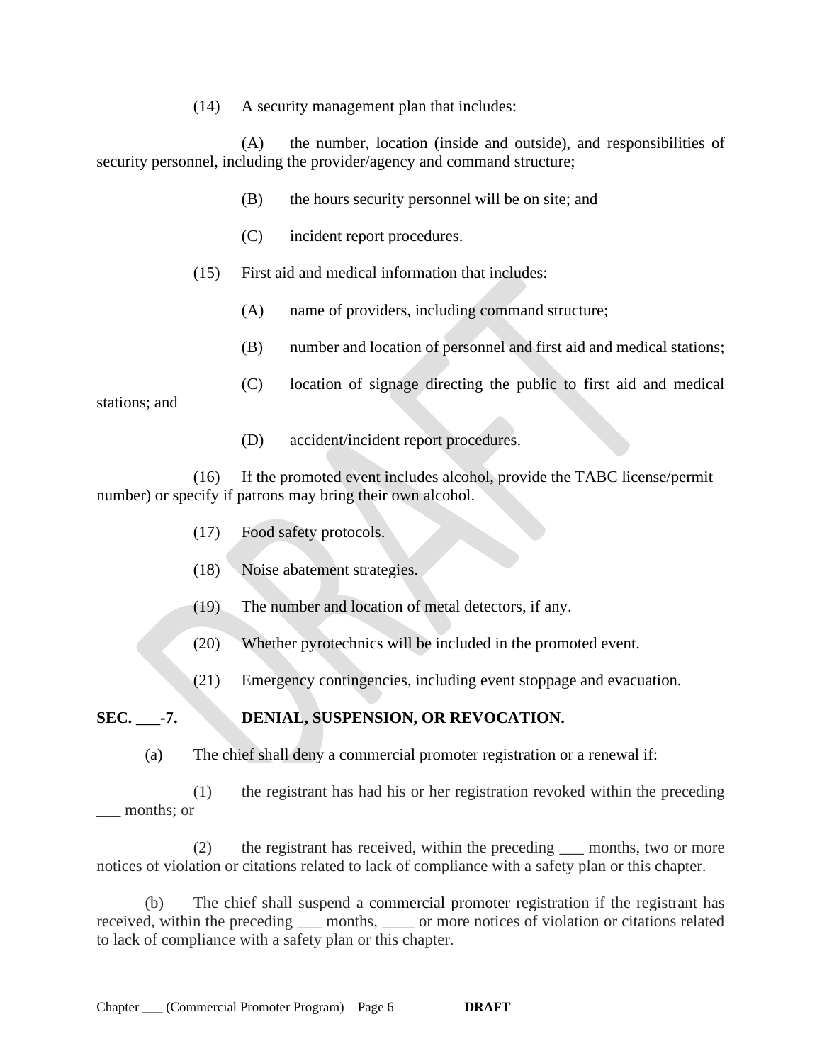(14) A security management plan that includes:

(A) the number, location (inside and outside), and responsibilities of security personnel, including the provider/agency and command structure;

(B) the hours security personnel will be on site; and

(C) incident report procedures.

(15) First aid and medical information that includes:

(A) name of providers, including command structure;

(B) number and location of personnel and first aid and medical stations;

(C) location of signage directing the public to first aid and medical stations; and

(D) accident/incident report procedures.

(16) If the promoted event includes alcohol, provide the TABC license/permit number) or specify if patrons may bring their own alcohol.

(17) Food safety protocols.

(18) Noise abatement strategies.

(19) The number and location of metal detectors, if any.

(20) Whether pyrotechnics will be included in the promoted event.

(21) Emergency contingencies, including event stoppage and evacuation.

**SEC. ___-7. DENIAL, SUSPENSION, OR REVOCATION.**

(a) The chief shall deny a commercial promoter registration or a renewal if:

(1) the registrant has had his or her registration revoked within the preceding ___ months; or

(2) the registrant has received, within the preceding ___ months, two or more notices of violation or citations related to lack of compliance with a safety plan or this chapter.

(b) The chief shall suspend a commercial promoter registration if the registrant has received, within the preceding ___ months, ____ or more notices of violation or citations related to lack of compliance with a safety plan or this chapter.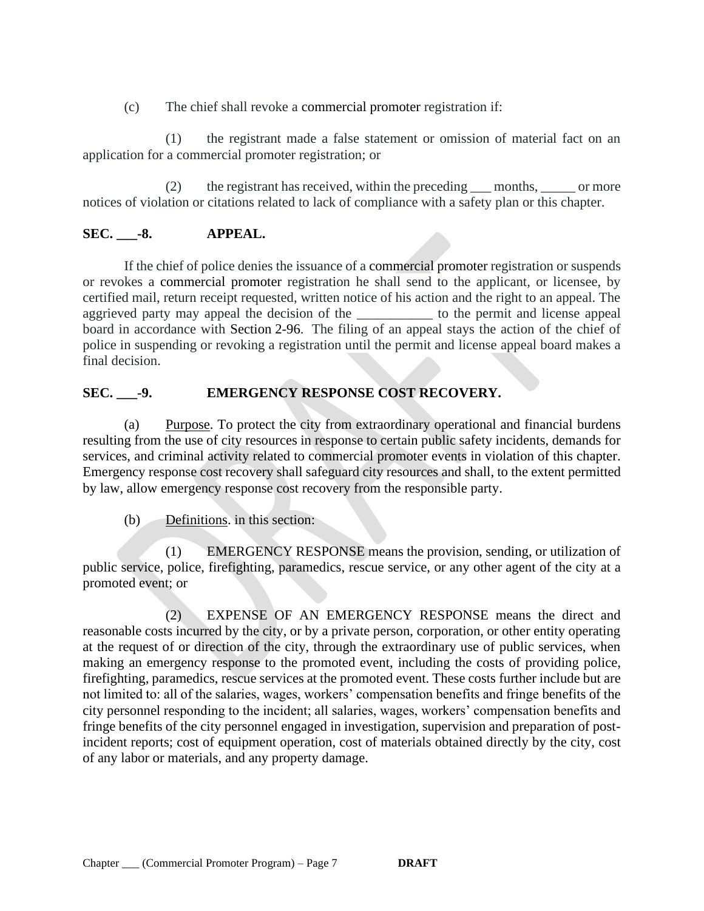(c) The chief shall revoke a commercial promoter registration if:

(1) the registrant made a false statement or omission of material fact on an application for a commercial promoter registration; or

(2) the registrant has received, within the preceding ___ months, _____ or more notices of violation or citations related to lack of compliance with a safety plan or this chapter.

**SEC. ___-8. APPEAL.**

If the chief of police denies the issuance of a commercial promoter registration or suspends or revokes a commercial promoter registration he shall send to the applicant, or licensee, by certified mail, return receipt requested, written notice of his action and the right to an appeal. The aggrieved party may appeal the decision of the ___________ to the permit and license appeal board in accordance with Section 2-96. The filing of an appeal stays the action of the chief of police in suspending or revoking a registration until the permit and license appeal board makes a final decision.

**SEC. ___-9. EMERGENCY RESPONSE COST RECOVERY.**

(a) Purpose. To protect the city from extraordinary operational and financial burdens resulting from the use of city resources in response to certain public safety incidents, demands for services, and criminal activity related to commercial promoter events in violation of this chapter. Emergency response cost recovery shall safeguard city resources and shall, to the extent permitted by law, allow emergency response cost recovery from the responsible party.

(b) Definitions. in this section:

(1) EMERGENCY RESPONSE means the provision, sending, or utilization of public service, police, firefighting, paramedics, rescue service, or any other agent of the city at a promoted event; or

(2) EXPENSE OF AN EMERGENCY RESPONSE means the direct and reasonable costs incurred by the city, or by a private person, corporation, or other entity operating at the request of or direction of the city, through the extraordinary use of public services, when making an emergency response to the promoted event, including the costs of providing police, firefighting, paramedics, rescue services at the promoted event. These costs further include but are not limited to: all of the salaries, wages, workers' compensation benefits and fringe benefits of the city personnel responding to the incident; all salaries, wages, workers' compensation benefits and fringe benefits of the city personnel engaged in investigation, supervision and preparation of post-incident reports; cost of equipment operation, cost of materials obtained directly by the city, cost of any labor or materials, and any property damage.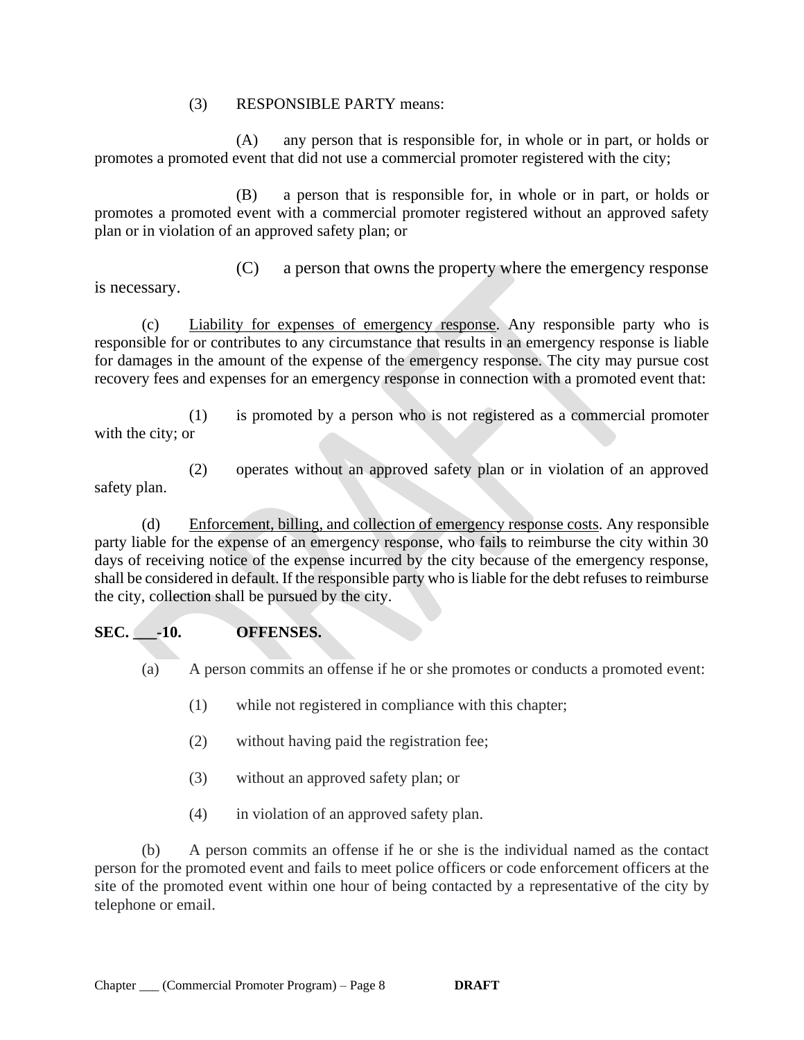(3) RESPONSIBLE PARTY means:

(A) any person that is responsible for, in whole or in part, or holds or promotes a promoted event that did not use a commercial promoter registered with the city;

(B) a person that is responsible for, in whole or in part, or holds or promotes a promoted event with a commercial promoter registered without an approved safety plan or in violation of an approved safety plan; or

(C) a person that owns the property where the emergency response is necessary.

(c) Liability for expenses of emergency response. Any responsible party who is responsible for or contributes to any circumstance that results in an emergency response is liable for damages in the amount of the expense of the emergency response. The city may pursue cost recovery fees and expenses for an emergency response in connection with a promoted event that:

(1) is promoted by a person who is not registered as a commercial promoter with the city; or

(2) operates without an approved safety plan or in violation of an approved safety plan.

(d) Enforcement, billing, and collection of emergency response costs. Any responsible party liable for the expense of an emergency response, who fails to reimburse the city within 30 days of receiving notice of the expense incurred by the city because of the emergency response, shall be considered in default. If the responsible party who is liable for the debt refuses to reimburse the city, collection shall be pursued by the city.

**SEC. ___-10. OFFENSES.**

(a) A person commits an offense if he or she promotes or conducts a promoted event:

(1) while not registered in compliance with this chapter;

(2) without having paid the registration fee;

(3) without an approved safety plan; or

(4) in violation of an approved safety plan.

(b) A person commits an offense if he or she is the individual named as the contact person for the promoted event and fails to meet police officers or code enforcement officers at the site of the promoted event within one hour of being contacted by a representative of the city by telephone or email.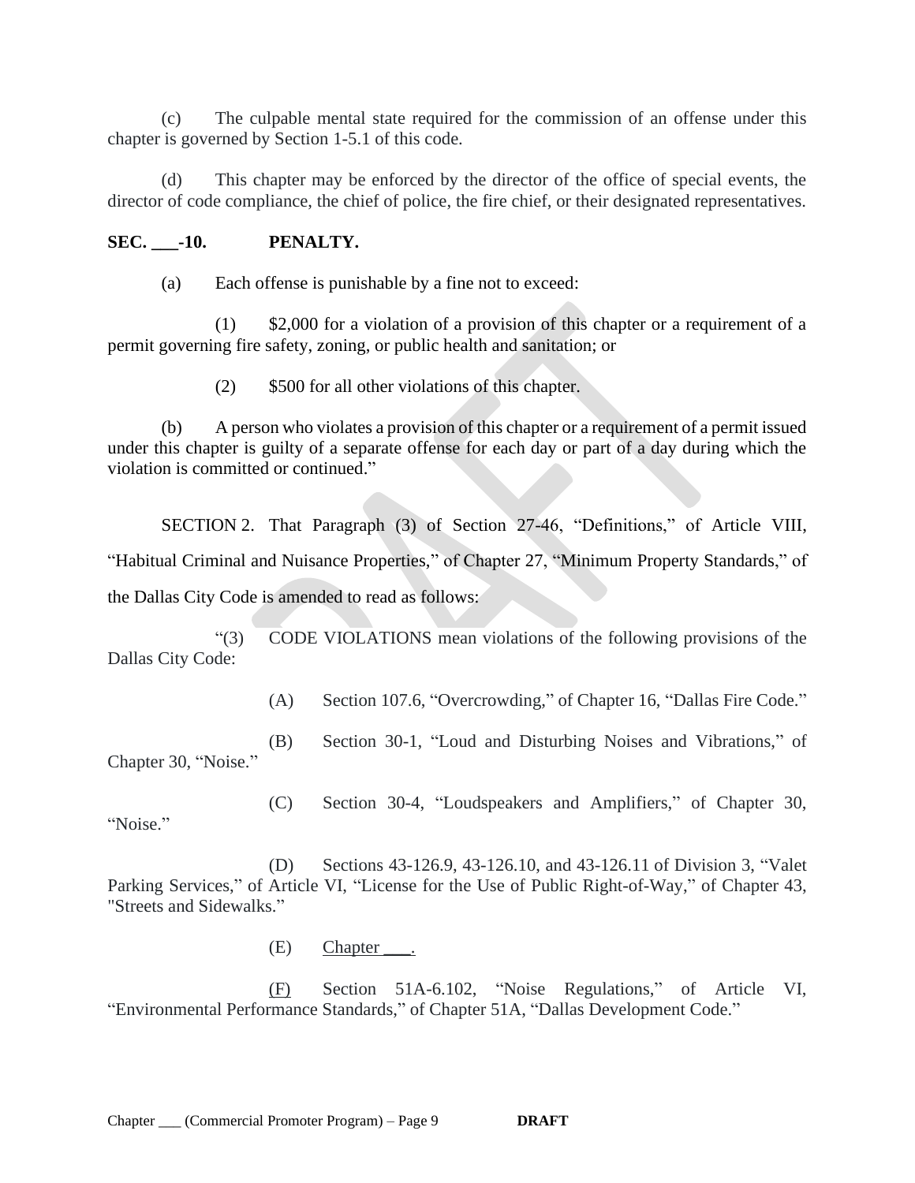(c) The culpable mental state required for the commission of an offense under this chapter is governed by Section 1-5.1 of this code.

(d) This chapter may be enforced by the director of the office of special events, the director of code compliance, the chief of police, the fire chief, or their designated representatives.

**SEC. ___-10. PENALTY.**

(a) Each offense is punishable by a fine not to exceed:

(1) $2,000 for a violation of a provision of this chapter or a requirement of a permit governing fire safety, zoning, or public health and sanitation; or

(2) $500 for all other violations of this chapter.

(b) A person who violates a provision of this chapter or a requirement of a permit issued under this chapter is guilty of a separate offense for each day or part of a day during which the violation is committed or continued."

SECTION 2. That Paragraph (3) of Section 27-46, "Definitions," of Article VIII, "Habitual Criminal and Nuisance Properties," of Chapter 27, "Minimum Property Standards," of the Dallas City Code is amended to read as follows:

"(3) CODE VIOLATIONS mean violations of the following provisions of the Dallas City Code:

(A) Section 107.6, "Overcrowding," of Chapter 16, "Dallas Fire Code."

(B) Section 30-1, "Loud and Disturbing Noises and Vibrations," of Chapter 30, "Noise."

(C) Section 30-4, "Loudspeakers and Amplifiers," of Chapter 30, "Noise."

(D) Sections 43-126.9, 43-126.10, and 43-126.11 of Division 3, "Valet Parking Services," of Article VI, "License for the Use of Public Right-of-Way," of Chapter 43, "Streets and Sidewalks."

(E) <u>Chapter ___.</u>

(<u>F</u>) Section 51A-6.102, "Noise Regulations," of Article VI, "Environmental Performance Standards," of Chapter 51A, "Dallas Development Code."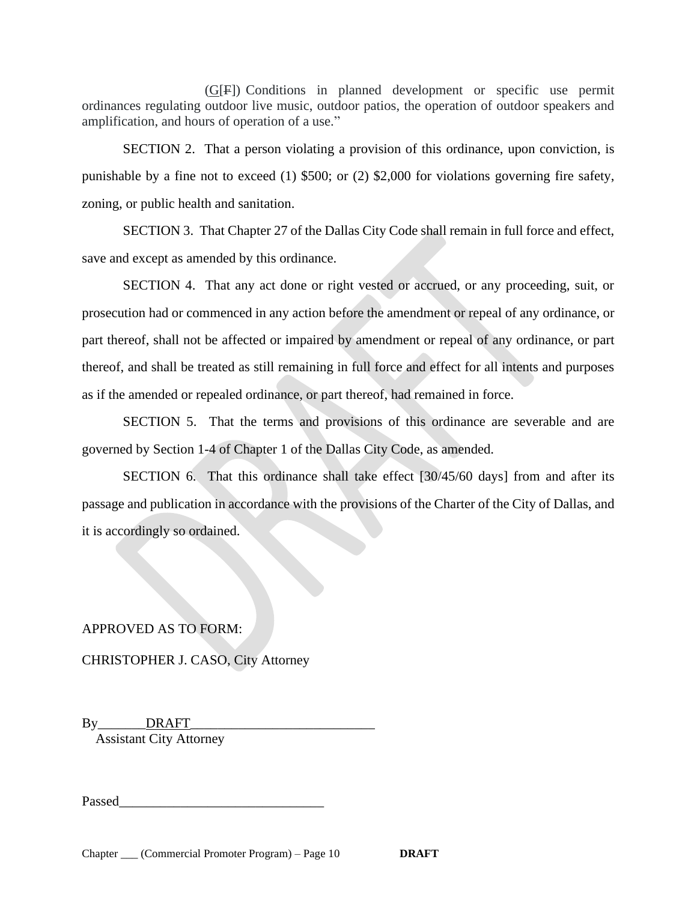(G[F]) Conditions in planned development or specific use permit ordinances regulating outdoor live music, outdoor patios, the operation of outdoor speakers and amplification, and hours of operation of a use."

SECTION 2. That a person violating a provision of this ordinance, upon conviction, is punishable by a fine not to exceed (1) $500; or (2) $2,000 for violations governing fire safety, zoning, or public health and sanitation.

SECTION 3. That Chapter 27 of the Dallas City Code shall remain in full force and effect, save and except as amended by this ordinance.

SECTION 4. That any act done or right vested or accrued, or any proceeding, suit, or prosecution had or commenced in any action before the amendment or repeal of any ordinance, or part thereof, shall not be affected or impaired by amendment or repeal of any ordinance, or part thereof, and shall be treated as still remaining in full force and effect for all intents and purposes as if the amended or repealed ordinance, or part thereof, had remained in force.

SECTION 5. That the terms and provisions of this ordinance are severable and are governed by Section 1-4 of Chapter 1 of the Dallas City Code, as amended.

SECTION 6. That this ordinance shall take effect [30/45/60 days] from and after its passage and publication in accordance with the provisions of the Charter of the City of Dallas, and it is accordingly so ordained.

APPROVED AS TO FORM:

CHRISTOPHER J. CASO, City Attorney

By_______DRAFT___________________________
Assistant City Attorney

Passed______________________________

Chapter ___ (Commercial Promoter Program) – Page 10 **DRAFT**